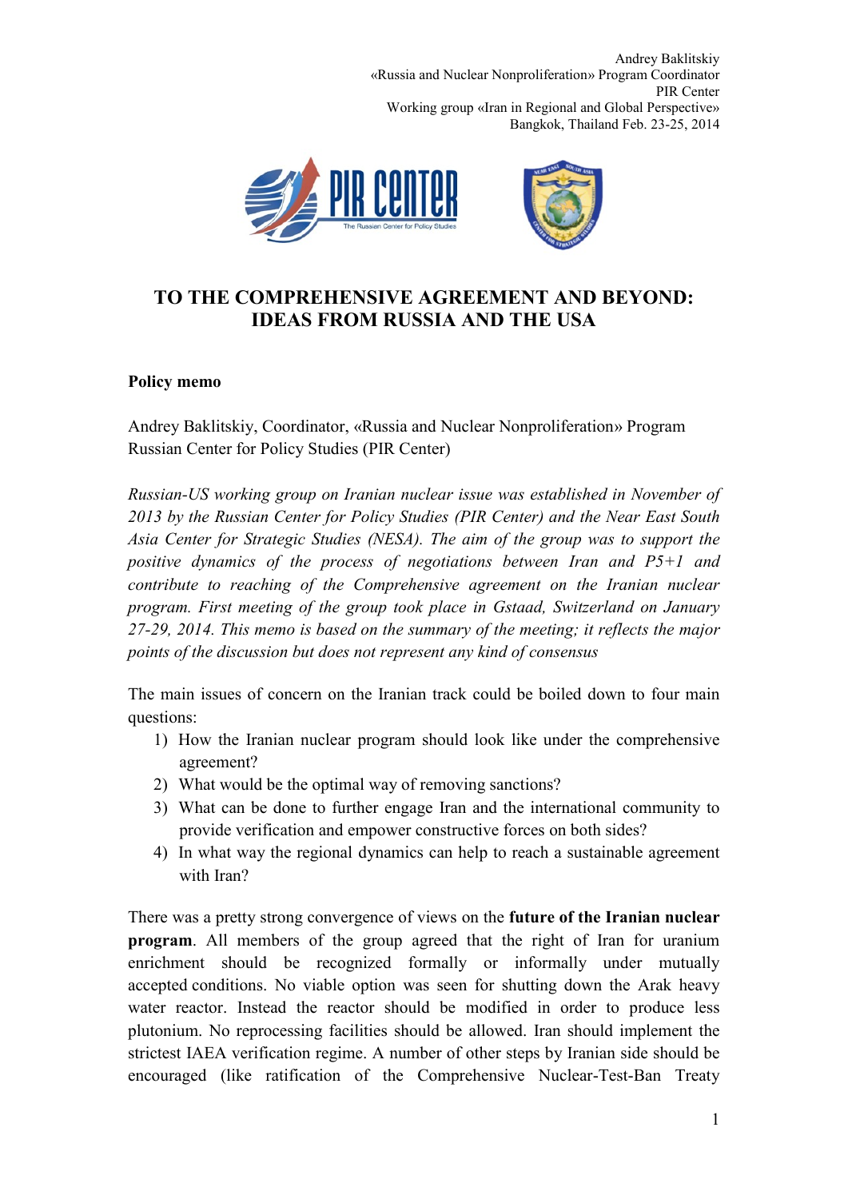Andrey Baklitskiy
«Russia and Nuclear Nonproliferation» Program Coordinator
PIR Center
Working group «Iran in Regional and Global Perspective»
Bangkok, Thailand Feb. 23-25, 2014

# TO THE COMPREHENSIVE AGREEMENT AND BEYOND: IDEAS FROM RUSSIA AND THE USA

**Policy memo**

Andrey Baklitskiy, Coordinator, «Russia and Nuclear Nonproliferation» Program
Russian Center for Policy Studies (PIR Center)

*Russian-US working group on Iranian nuclear issue was established in November of 2013 by the Russian Center for Policy Studies (PIR Center) and the Near East South Asia Center for Strategic Studies (NESA). The aim of the group was to support the positive dynamics of the process of negotiations between Iran and P5+1 and contribute to reaching of the Comprehensive agreement on the Iranian nuclear program. First meeting of the group took place in Gstaad, Switzerland on January 27-29, 2014. This memo is based on the summary of the meeting; it reflects the major points of the discussion but does not represent any kind of consensus*

The main issues of concern on the Iranian track could be boiled down to four main questions:

1) How the Iranian nuclear program should look like under the comprehensive agreement?
2) What would be the optimal way of removing sanctions?
3) What can be done to further engage Iran and the international community to provide verification and empower constructive forces on both sides?
4) In what way the regional dynamics can help to reach a sustainable agreement with Iran?

There was a pretty strong convergence of views on the **future of the Iranian nuclear program**. All members of the group agreed that the right of Iran for uranium enrichment should be recognized formally or informally under mutually accepted conditions. No viable option was seen for shutting down the Arak heavy water reactor. Instead the reactor should be modified in order to produce less plutonium. No reprocessing facilities should be allowed. Iran should implement the strictest IAEA verification regime. A number of other steps by Iranian side should be encouraged (like ratification of the Comprehensive Nuclear-Test-Ban Treaty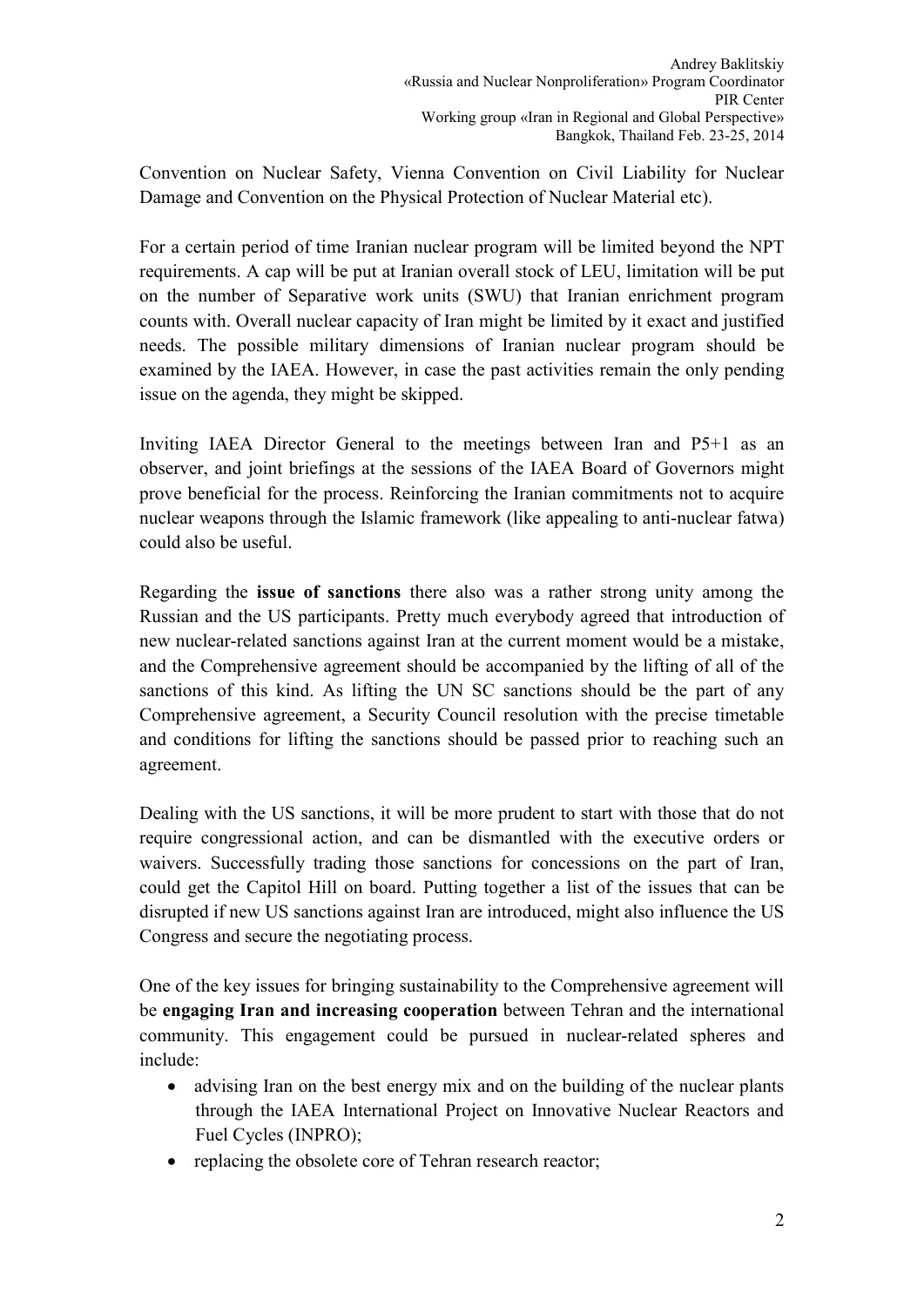Convention on Nuclear Safety, Vienna Convention on Civil Liability for Nuclear Damage and Convention on the Physical Protection of Nuclear Material etc).

For a certain period of time Iranian nuclear program will be limited beyond the NPT requirements. A cap will be put at Iranian overall stock of LEU, limitation will be put on the number of Separative work units (SWU) that Iranian enrichment program counts with. Overall nuclear capacity of Iran might be limited by it exact and justified needs. The possible military dimensions of Iranian nuclear program should be examined by the IAEA. However, in case the past activities remain the only pending issue on the agenda, they might be skipped.

Inviting IAEA Director General to the meetings between Iran and P5+1 as an observer, and joint briefings at the sessions of the IAEA Board of Governors might prove beneficial for the process. Reinforcing the Iranian commitments not to acquire nuclear weapons through the Islamic framework (like appealing to anti-nuclear fatwa) could also be useful.

Regarding the **issue of sanctions** there also was a rather strong unity among the Russian and the US participants. Pretty much everybody agreed that introduction of new nuclear-related sanctions against Iran at the current moment would be a mistake, and the Comprehensive agreement should be accompanied by the lifting of all of the sanctions of this kind. As lifting the UN SC sanctions should be the part of any Comprehensive agreement, a Security Council resolution with the precise timetable and conditions for lifting the sanctions should be passed prior to reaching such an agreement.

Dealing with the US sanctions, it will be more prudent to start with those that do not require congressional action, and can be dismantled with the executive orders or waivers. Successfully trading those sanctions for concessions on the part of Iran, could get the Capitol Hill on board. Putting together a list of the issues that can be disrupted if new US sanctions against Iran are introduced, might also influence the US Congress and secure the negotiating process.

One of the key issues for bringing sustainability to the Comprehensive agreement will be **engaging Iran and increasing cooperation** between Tehran and the international community. This engagement could be pursued in nuclear-related spheres and include:

- advising Iran on the best energy mix and on the building of the nuclear plants through the IAEA International Project on Innovative Nuclear Reactors and Fuel Cycles (INPRO);
- replacing the obsolete core of Tehran research reactor;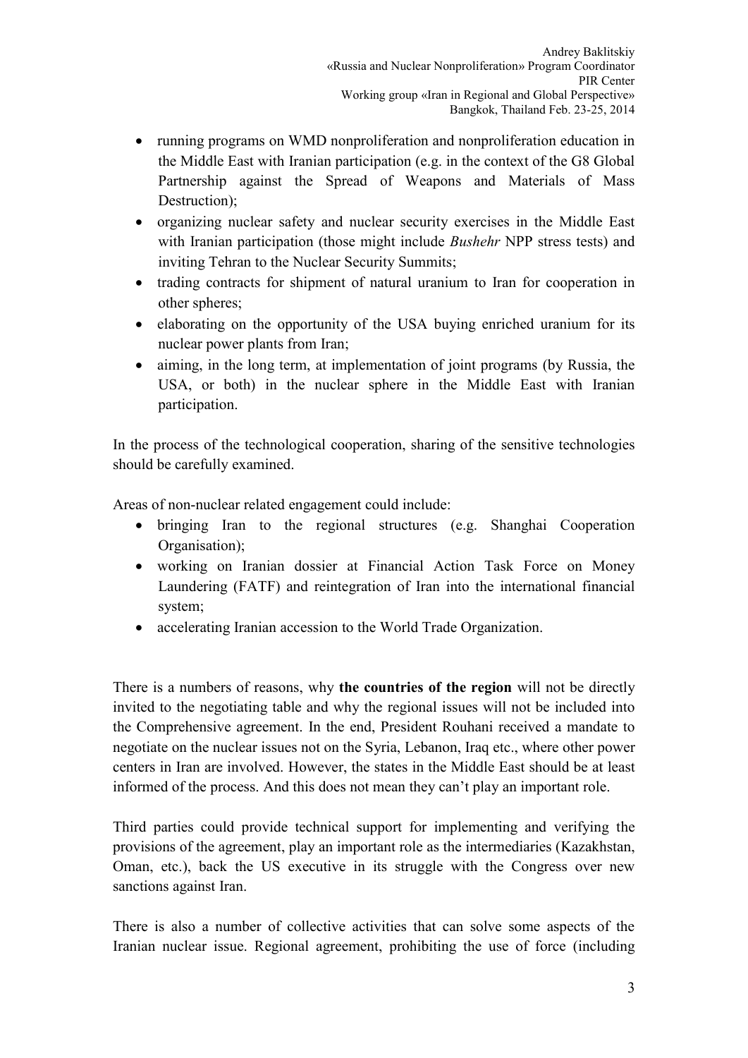- running programs on WMD nonproliferation and nonproliferation education in the Middle East with Iranian participation (e.g. in the context of the G8 Global Partnership against the Spread of Weapons and Materials of Mass Destruction);
- organizing nuclear safety and nuclear security exercises in the Middle East with Iranian participation (those might include *Bushehr* NPP stress tests) and inviting Tehran to the Nuclear Security Summits;
- trading contracts for shipment of natural uranium to Iran for cooperation in other spheres;
- elaborating on the opportunity of the USA buying enriched uranium for its nuclear power plants from Iran;
- aiming, in the long term, at implementation of joint programs (by Russia, the USA, or both) in the nuclear sphere in the Middle East with Iranian participation.

In the process of the technological cooperation, sharing of the sensitive technologies should be carefully examined.

Areas of non-nuclear related engagement could include:

- bringing Iran to the regional structures (e.g. Shanghai Cooperation Organisation);
- working on Iranian dossier at Financial Action Task Force on Money Laundering (FATF) and reintegration of Iran into the international financial system;
- accelerating Iranian accession to the World Trade Organization.

There is a numbers of reasons, why **the countries of the region** will not be directly invited to the negotiating table and why the regional issues will not be included into the Comprehensive agreement. In the end, President Rouhani received a mandate to negotiate on the nuclear issues not on the Syria, Lebanon, Iraq etc., where other power centers in Iran are involved. However, the states in the Middle East should be at least informed of the process. And this does not mean they can't play an important role.

Third parties could provide technical support for implementing and verifying the provisions of the agreement, play an important role as the intermediaries (Kazakhstan, Oman, etc.), back the US executive in its struggle with the Congress over new sanctions against Iran.

There is also a number of collective activities that can solve some aspects of the Iranian nuclear issue. Regional agreement, prohibiting the use of force (including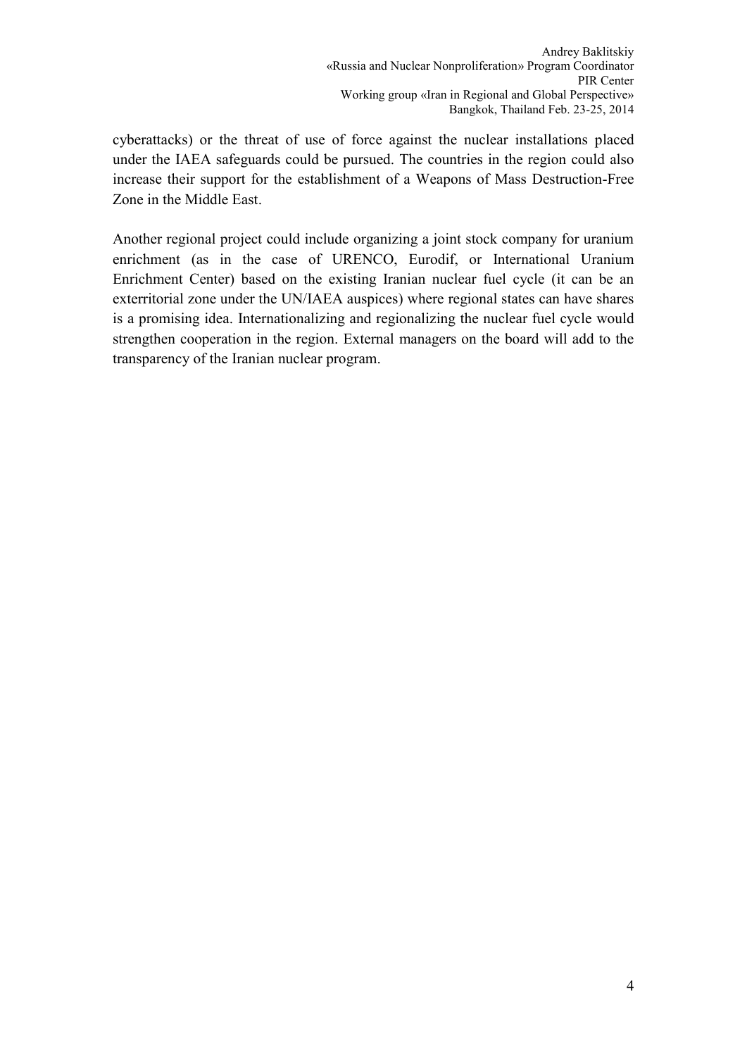cyberattacks) or the threat of use of force against the nuclear installations placed under the IAEA safeguards could be pursued. The countries in the region could also increase their support for the establishment of a Weapons of Mass Destruction-Free Zone in the Middle East.

Another regional project could include organizing a joint stock company for uranium enrichment (as in the case of URENCO, Eurodif, or International Uranium Enrichment Center) based on the existing Iranian nuclear fuel cycle (it can be an exterritorial zone under the UN/IAEA auspices) where regional states can have shares is a promising idea. Internationalizing and regionalizing the nuclear fuel cycle would strengthen cooperation in the region. External managers on the board will add to the transparency of the Iranian nuclear program.